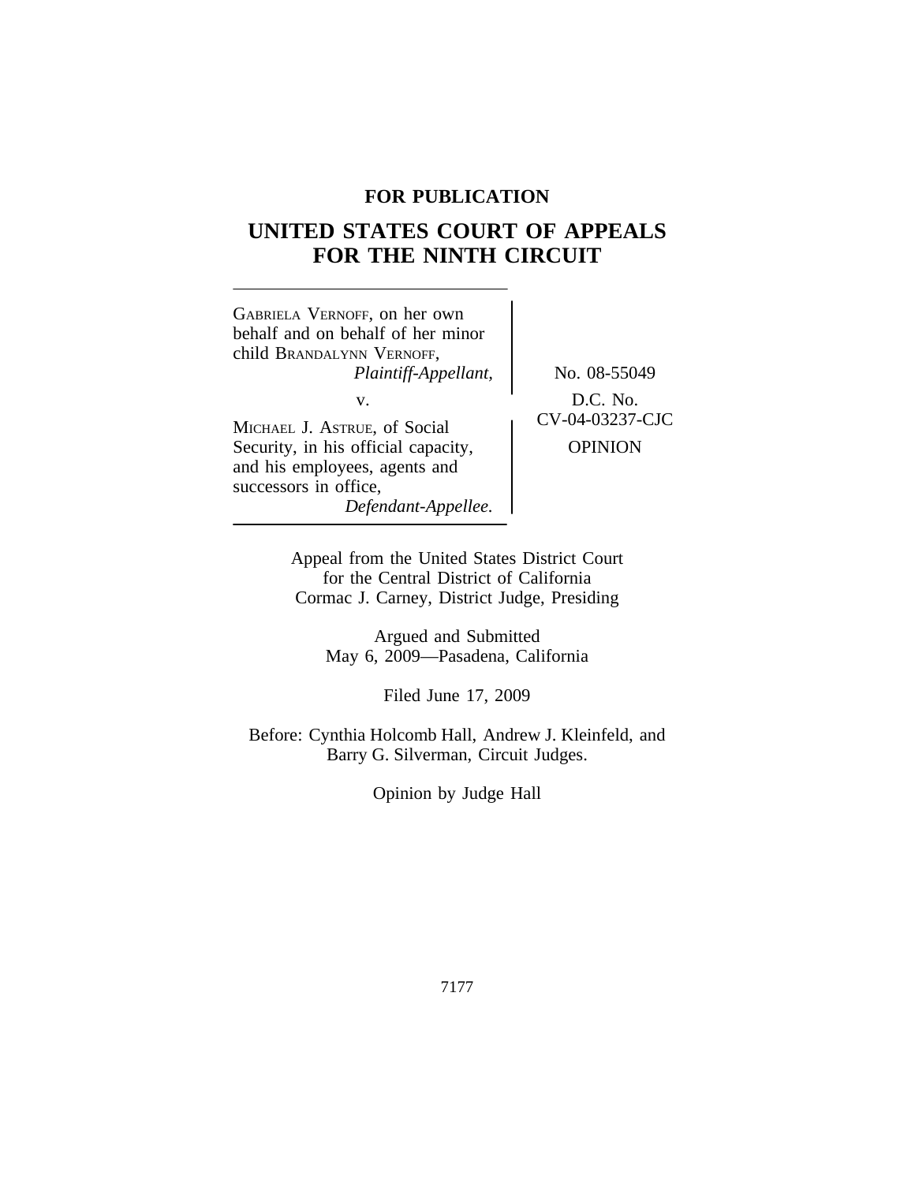**FOR PUBLICATION**

# UNITED STATES COURT OF APPEALS FOR THE NINTH CIRCUIT

GABRIELA VERNOFF, on her own behalf and on behalf of her minor child BRANDALYNN VERNOFF,
*Plaintiff-Appellant,*

v.

MICHAEL J. ASTRUE, of Social Security, in his official capacity, and his employees, agents and successors in office,
*Defendant-Appellee.*

No. 08-55049

D.C. No. CV-04-03237-CJC

OPINION

Appeal from the United States District Court for the Central District of California
Cormac J. Carney, District Judge, Presiding

Argued and Submitted
May 6, 2009—Pasadena, California

Filed June 17, 2009

Before: Cynthia Holcomb Hall, Andrew J. Kleinfeld, and Barry G. Silverman, Circuit Judges.

Opinion by Judge Hall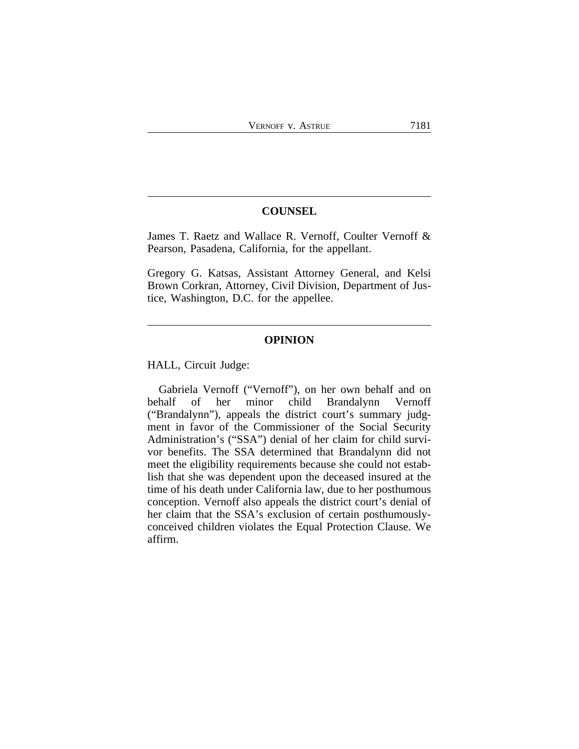## COUNSEL

James T. Raetz and Wallace R. Vernoff, Coulter Vernoff & Pearson, Pasadena, California, for the appellant.

Gregory G. Katsas, Assistant Attorney General, and Kelsi Brown Corkran, Attorney, Civil Division, Department of Justice, Washington, D.C. for the appellee.

## OPINION

HALL, Circuit Judge:

Gabriela Vernoff ("Vernoff"), on her own behalf and on behalf of her minor child Brandalynn Vernoff ("Brandalynn"), appeals the district court's summary judgment in favor of the Commissioner of the Social Security Administration's ("SSA") denial of her claim for child survivor benefits. The SSA determined that Brandalynn did not meet the eligibility requirements because she could not establish that she was dependent upon the deceased insured at the time of his death under California law, due to her posthumous conception. Vernoff also appeals the district court's denial of her claim that the SSA's exclusion of certain posthumously-conceived children violates the Equal Protection Clause. We affirm.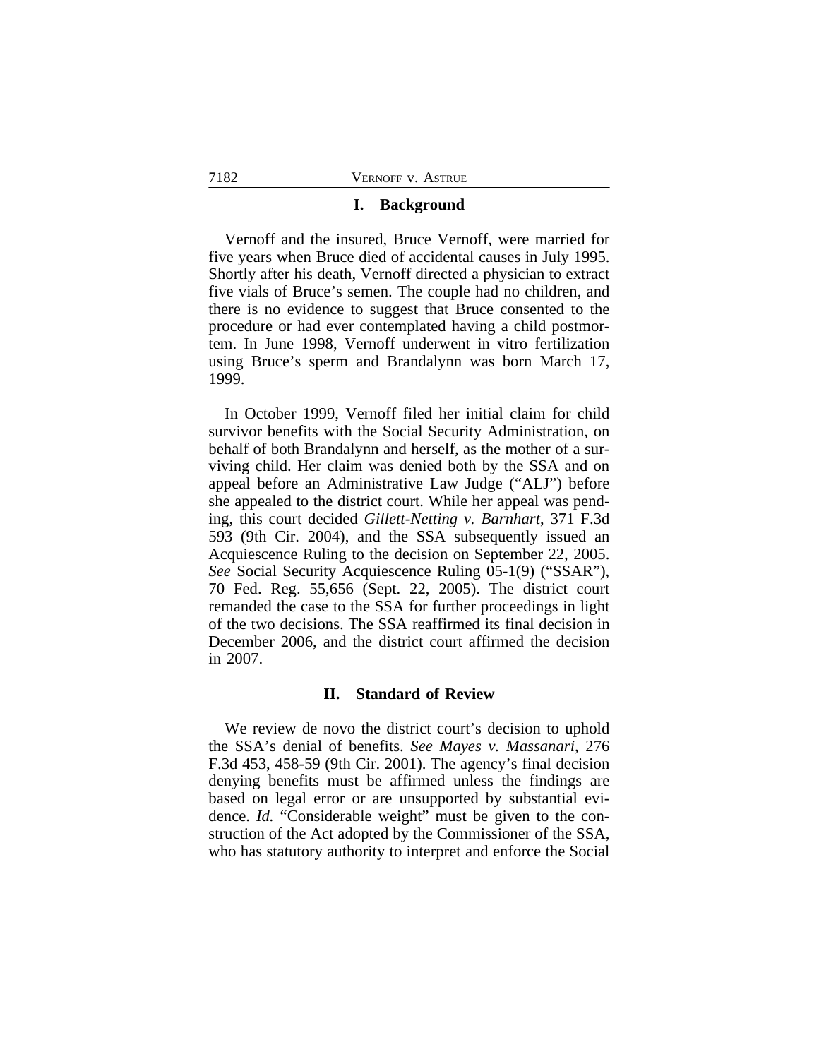## I. Background

Vernoff and the insured, Bruce Vernoff, were married for five years when Bruce died of accidental causes in July 1995. Shortly after his death, Vernoff directed a physician to extract five vials of Bruce's semen. The couple had no children, and there is no evidence to suggest that Bruce consented to the procedure or had ever contemplated having a child postmortem. In June 1998, Vernoff underwent in vitro fertilization using Bruce's sperm and Brandalynn was born March 17, 1999.

In October 1999, Vernoff filed her initial claim for child survivor benefits with the Social Security Administration, on behalf of both Brandalynn and herself, as the mother of a surviving child. Her claim was denied both by the SSA and on appeal before an Administrative Law Judge ("ALJ") before she appealed to the district court. While her appeal was pending, this court decided *Gillett-Netting v. Barnhart*, 371 F.3d 593 (9th Cir. 2004), and the SSA subsequently issued an Acquiescence Ruling to the decision on September 22, 2005. *See* Social Security Acquiescence Ruling 05-1(9) ("SSAR"), 70 Fed. Reg. 55,656 (Sept. 22, 2005). The district court remanded the case to the SSA for further proceedings in light of the two decisions. The SSA reaffirmed its final decision in December 2006, and the district court affirmed the decision in 2007.

## II. Standard of Review

We review de novo the district court's decision to uphold the SSA's denial of benefits. *See Mayes v. Massanari*, 276 F.3d 453, 458-59 (9th Cir. 2001). The agency's final decision denying benefits must be affirmed unless the findings are based on legal error or are unsupported by substantial evidence. *Id.* "Considerable weight" must be given to the construction of the Act adopted by the Commissioner of the SSA, who has statutory authority to interpret and enforce the Social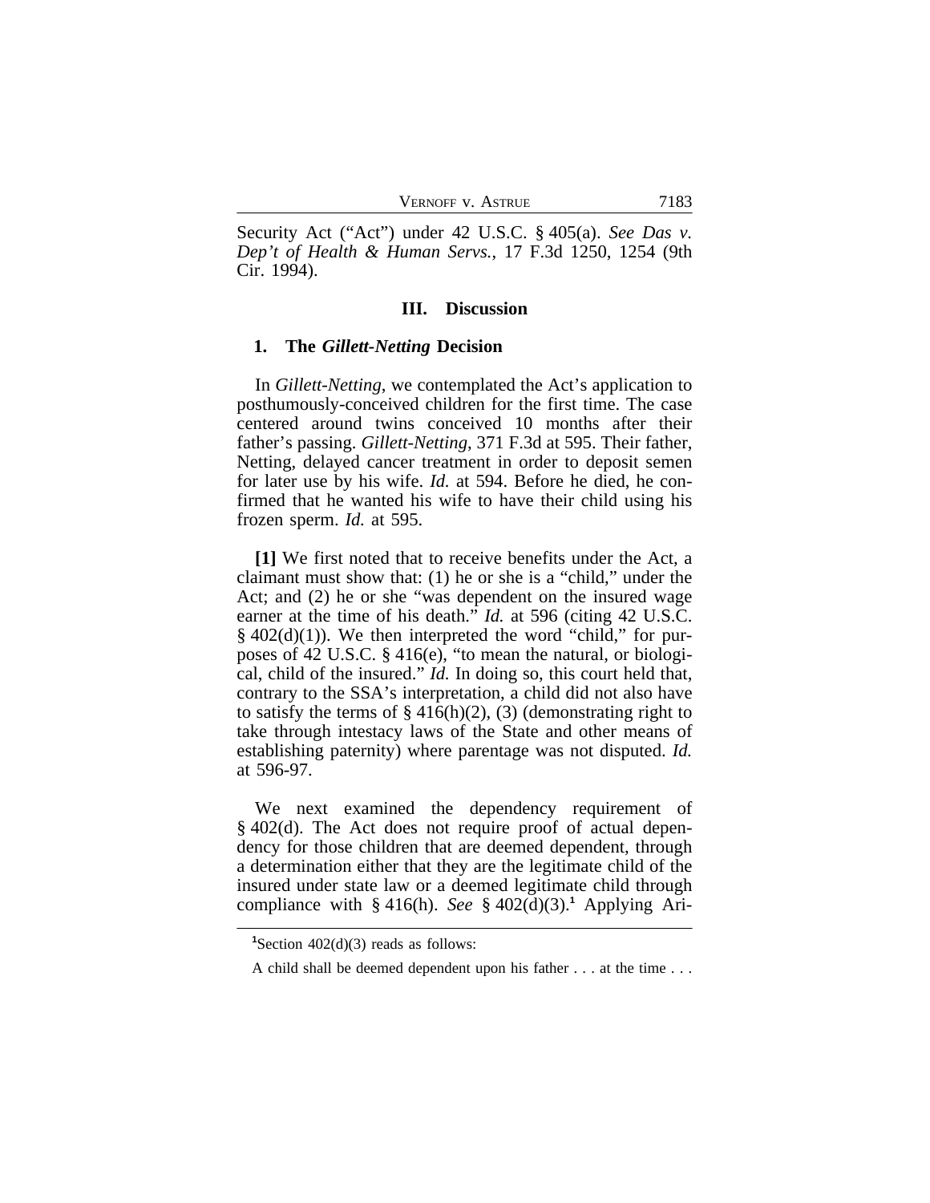Security Act ("Act") under 42 U.S.C. § 405(a). *See Das v. Dep't of Health & Human Servs.*, 17 F.3d 1250, 1254 (9th Cir. 1994).

## III. Discussion

### 1. The *Gillett-Netting* Decision

In *Gillett-Netting*, we contemplated the Act's application to posthumously-conceived children for the first time. The case centered around twins conceived 10 months after their father's passing. *Gillett-Netting*, 371 F.3d at 595. Their father, Netting, delayed cancer treatment in order to deposit semen for later use by his wife. *Id.* at 594. Before he died, he confirmed that he wanted his wife to have their child using his frozen sperm. *Id.* at 595.

**[1]** We first noted that to receive benefits under the Act, a claimant must show that: (1) he or she is a "child," under the Act; and (2) he or she "was dependent on the insured wage earner at the time of his death." *Id.* at 596 (citing 42 U.S.C. § 402(d)(1)). We then interpreted the word "child," for purposes of 42 U.S.C. § 416(e), "to mean the natural, or biological, child of the insured." *Id.* In doing so, this court held that, contrary to the SSA's interpretation, a child did not also have to satisfy the terms of § 416(h)(2), (3) (demonstrating right to take through intestacy laws of the State and other means of establishing paternity) where parentage was not disputed. *Id.* at 596-97.

We next examined the dependency requirement of § 402(d). The Act does not require proof of actual dependency for those children that are deemed dependent, through a determination either that they are the legitimate child of the insured under state law or a deemed legitimate child through compliance with § 416(h). *See* § 402(d)(3).[1] Applying Ari-

[1]Section 402(d)(3) reads as follows:

A child shall be deemed dependent upon his father . . . at the time . . .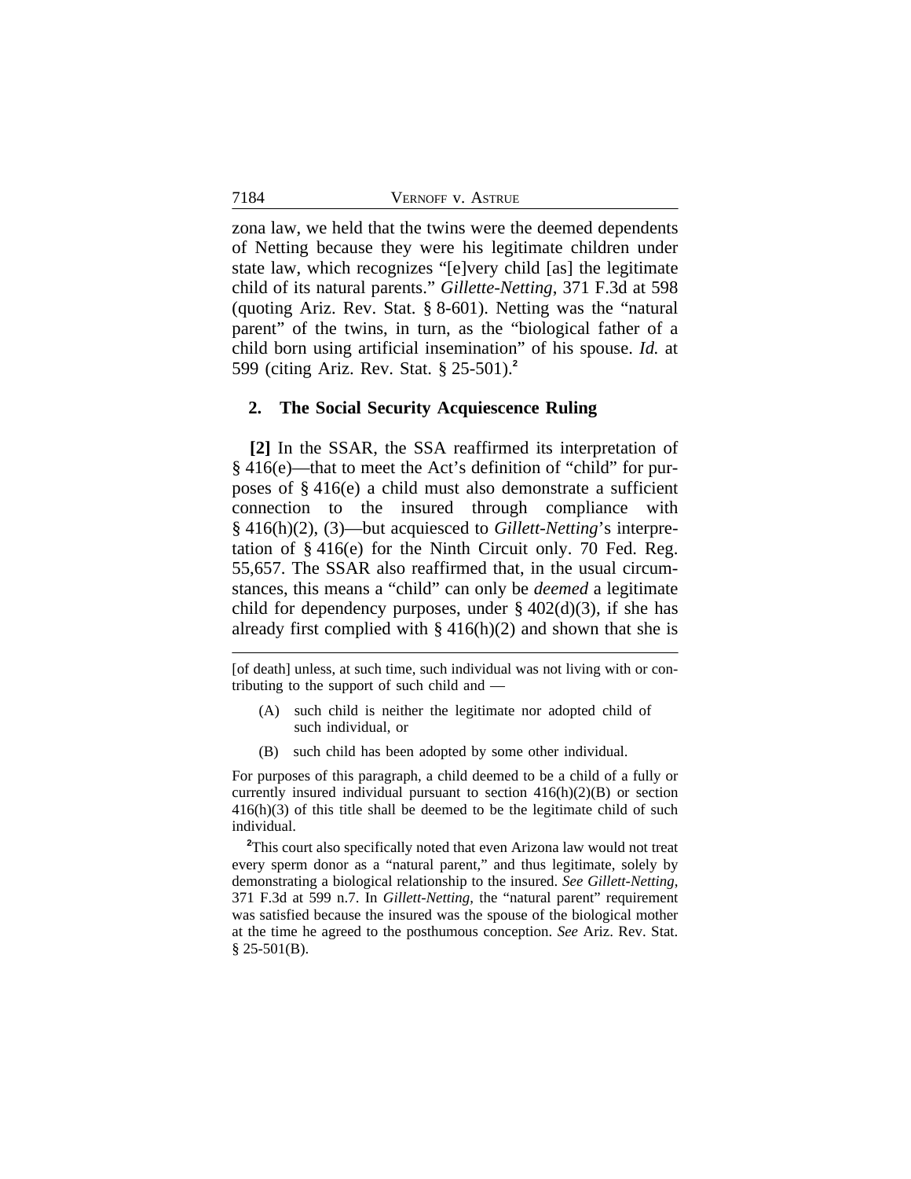zona law, we held that the twins were the deemed dependents of Netting because they were his legitimate children under state law, which recognizes "[e]very child [as] the legitimate child of its natural parents." *Gillette-Netting*, 371 F.3d at 598 (quoting Ariz. Rev. Stat. § 8-601). Netting was the "natural parent" of the twins, in turn, as the "biological father of a child born using artificial insemination" of his spouse. *Id.* at 599 (citing Ariz. Rev. Stat. § 25-501).[2]

## 2. The Social Security Acquiescence Ruling

**[2]** In the SSAR, the SSA reaffirmed its interpretation of § 416(e)—that to meet the Act's definition of "child" for purposes of § 416(e) a child must also demonstrate a sufficient connection to the insured through compliance with § 416(h)(2), (3)—but acquiesced to *Gillett-Netting*'s interpretation of § 416(e) for the Ninth Circuit only. 70 Fed. Reg. 55,657. The SSAR also reaffirmed that, in the usual circumstances, this means a "child" can only be *deemed* a legitimate child for dependency purposes, under § 402(d)(3), if she has already first complied with § 416(h)(2) and shown that she is

---

[of death] unless, at such time, such individual was not living with or contributing to the support of such child and —

(A) such child is neither the legitimate nor adopted child of such individual, or

(B) such child has been adopted by some other individual.

For purposes of this paragraph, a child deemed to be a child of a fully or currently insured individual pursuant to section 416(h)(2)(B) or section 416(h)(3) of this title shall be deemed to be the legitimate child of such individual.

[2]This court also specifically noted that even Arizona law would not treat every sperm donor as a "natural parent," and thus legitimate, solely by demonstrating a biological relationship to the insured. *See Gillett-Netting*, 371 F.3d at 599 n.7. In *Gillett-Netting*, the "natural parent" requirement was satisfied because the insured was the spouse of the biological mother at the time he agreed to the posthumous conception. *See* Ariz. Rev. Stat. § 25-501(B).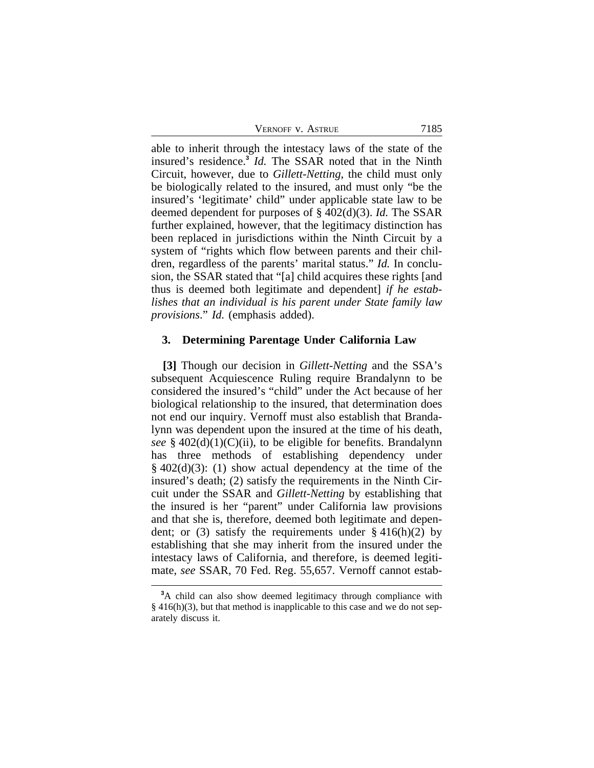able to inherit through the intestacy laws of the state of the insured's residence.[3] *Id.* The SSAR noted that in the Ninth Circuit, however, due to *Gillett-Netting*, the child must only be biologically related to the insured, and must only "be the insured's 'legitimate' child" under applicable state law to be deemed dependent for purposes of § 402(d)(3). *Id.* The SSAR further explained, however, that the legitimacy distinction has been replaced in jurisdictions within the Ninth Circuit by a system of "rights which flow between parents and their children, regardless of the parents' marital status." *Id.* In conclusion, the SSAR stated that "[a] child acquires these rights [and thus is deemed both legitimate and dependent] *if he establishes that an individual is his parent under State family law provisions*." *Id.* (emphasis added).

### 3. Determining Parentage Under California Law

**[3]** Though our decision in *Gillett-Netting* and the SSA's subsequent Acquiescence Ruling require Brandalynn to be considered the insured's "child" under the Act because of her biological relationship to the insured, that determination does not end our inquiry. Vernoff must also establish that Brandalynn was dependent upon the insured at the time of his death, *see* § 402(d)(1)(C)(ii), to be eligible for benefits. Brandalynn has three methods of establishing dependency under § 402(d)(3): (1) show actual dependency at the time of the insured's death; (2) satisfy the requirements in the Ninth Circuit under the SSAR and *Gillett-Netting* by establishing that the insured is her "parent" under California law provisions and that she is, therefore, deemed both legitimate and dependent; or (3) satisfy the requirements under § 416(h)(2) by establishing that she may inherit from the insured under the intestacy laws of California, and therefore, is deemed legitimate, *see* SSAR, 70 Fed. Reg. 55,657. Vernoff cannot estab-

[3]A child can also show deemed legitimacy through compliance with § 416(h)(3), but that method is inapplicable to this case and we do not separately discuss it.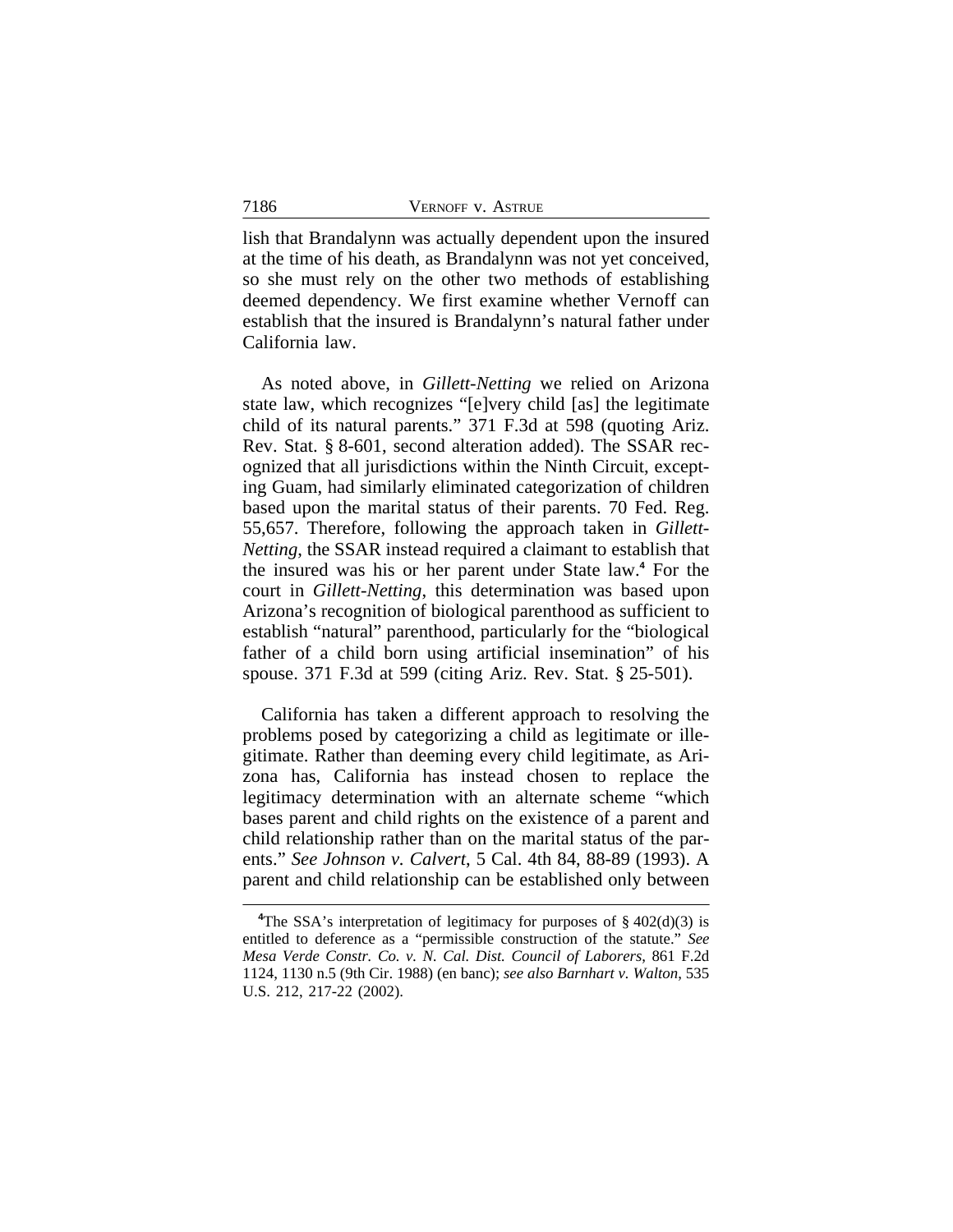lish that Brandalynn was actually dependent upon the insured at the time of his death, as Brandalynn was not yet conceived, so she must rely on the other two methods of establishing deemed dependency. We first examine whether Vernoff can establish that the insured is Brandalynn's natural father under California law.

As noted above, in *Gillett-Netting* we relied on Arizona state law, which recognizes "[e]very child [as] the legitimate child of its natural parents." 371 F.3d at 598 (quoting Ariz. Rev. Stat. § 8-601, second alteration added). The SSAR recognized that all jurisdictions within the Ninth Circuit, excepting Guam, had similarly eliminated categorization of children based upon the marital status of their parents. 70 Fed. Reg. 55,657. Therefore, following the approach taken in *Gillett-Netting*, the SSAR instead required a claimant to establish that the insured was his or her parent under State law.[4] For the court in *Gillett-Netting*, this determination was based upon Arizona's recognition of biological parenthood as sufficient to establish "natural" parenthood, particularly for the "biological father of a child born using artificial insemination" of his spouse. 371 F.3d at 599 (citing Ariz. Rev. Stat. § 25-501).

California has taken a different approach to resolving the problems posed by categorizing a child as legitimate or illegitimate. Rather than deeming every child legitimate, as Arizona has, California has instead chosen to replace the legitimacy determination with an alternate scheme "which bases parent and child rights on the existence of a parent and child relationship rather than on the marital status of the parents." *See Johnson v. Calvert*, 5 Cal. 4th 84, 88-89 (1993). A parent and child relationship can be established only between

[4]The SSA's interpretation of legitimacy for purposes of § 402(d)(3) is entitled to deference as a "permissible construction of the statute." *See Mesa Verde Constr. Co. v. N. Cal. Dist. Council of Laborers*, 861 F.2d 1124, 1130 n.5 (9th Cir. 1988) (en banc); *see also Barnhart v. Walton*, 535 U.S. 212, 217-22 (2002).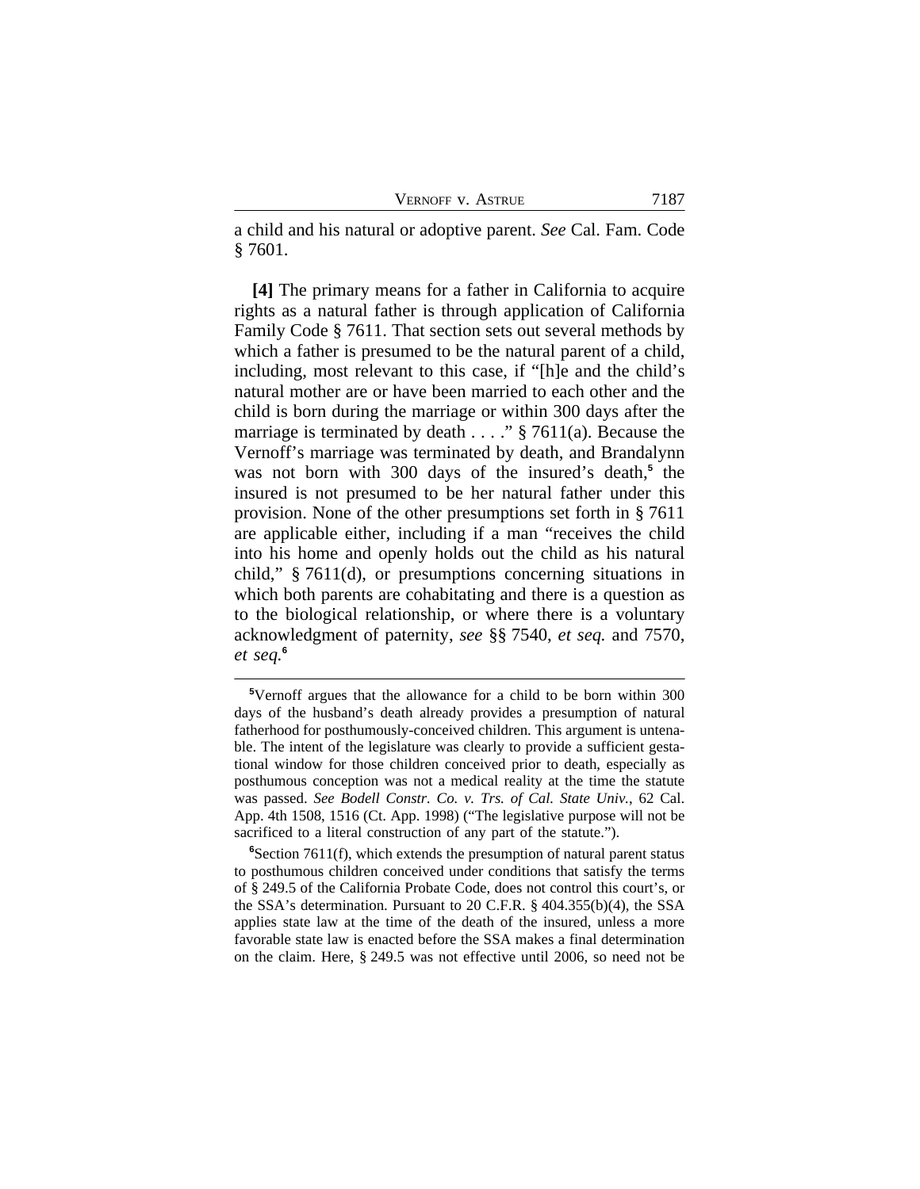a child and his natural or adoptive parent. *See* Cal. Fam. Code § 7601.

**[4]** The primary means for a father in California to acquire rights as a natural father is through application of California Family Code § 7611. That section sets out several methods by which a father is presumed to be the natural parent of a child, including, most relevant to this case, if "[h]e and the child's natural mother are or have been married to each other and the child is born during the marriage or within 300 days after the marriage is terminated by death . . . ." § 7611(a). Because the Vernoff's marriage was terminated by death, and Brandalynn was not born with 300 days of the insured's death,[5] the insured is not presumed to be her natural father under this provision. None of the other presumptions set forth in § 7611 are applicable either, including if a man "receives the child into his home and openly holds out the child as his natural child," § 7611(d), or presumptions concerning situations in which both parents are cohabitating and there is a question as to the biological relationship, or where there is a voluntary acknowledgment of paternity, *see* §§ 7540, *et seq.* and 7570, *et seq.*[6]

---

[5]Vernoff argues that the allowance for a child to be born within 300 days of the husband's death already provides a presumption of natural fatherhood for posthumously-conceived children. This argument is untenable. The intent of the legislature was clearly to provide a sufficient gestational window for those children conceived prior to death, especially as posthumous conception was not a medical reality at the time the statute was passed. *See Bodell Constr. Co. v. Trs. of Cal. State Univ.*, 62 Cal. App. 4th 1508, 1516 (Ct. App. 1998) ("The legislative purpose will not be sacrificed to a literal construction of any part of the statute.").

[6]Section 7611(f), which extends the presumption of natural parent status to posthumous children conceived under conditions that satisfy the terms of § 249.5 of the California Probate Code, does not control this court's, or the SSA's determination. Pursuant to 20 C.F.R. § 404.355(b)(4), the SSA applies state law at the time of the death of the insured, unless a more favorable state law is enacted before the SSA makes a final determination on the claim. Here, § 249.5 was not effective until 2006, so need not be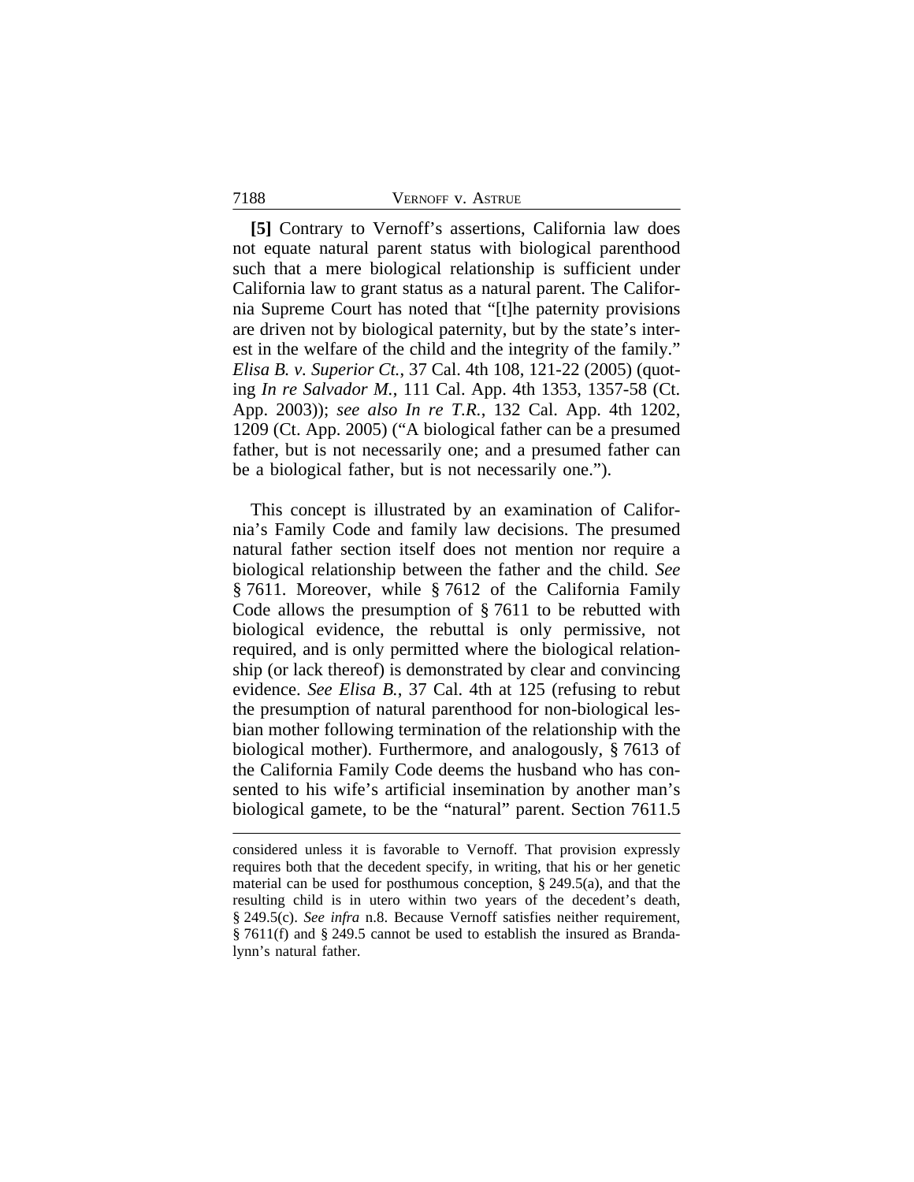**[5]** Contrary to Vernoff's assertions, California law does not equate natural parent status with biological parenthood such that a mere biological relationship is sufficient under California law to grant status as a natural parent. The California Supreme Court has noted that "[t]he paternity provisions are driven not by biological paternity, but by the state's interest in the welfare of the child and the integrity of the family." *Elisa B. v. Superior Ct.*, 37 Cal. 4th 108, 121-22 (2005) (quoting *In re Salvador M.*, 111 Cal. App. 4th 1353, 1357-58 (Ct. App. 2003)); *see also In re T.R.*, 132 Cal. App. 4th 1202, 1209 (Ct. App. 2005) ("A biological father can be a presumed father, but is not necessarily one; and a presumed father can be a biological father, but is not necessarily one.").

This concept is illustrated by an examination of California's Family Code and family law decisions. The presumed natural father section itself does not mention nor require a biological relationship between the father and the child. *See* § 7611. Moreover, while § 7612 of the California Family Code allows the presumption of § 7611 to be rebutted with biological evidence, the rebuttal is only permissive, not required, and is only permitted where the biological relationship (or lack thereof) is demonstrated by clear and convincing evidence. *See Elisa B.*, 37 Cal. 4th at 125 (refusing to rebut the presumption of natural parenthood for non-biological lesbian mother following termination of the relationship with the biological mother). Furthermore, and analogously, § 7613 of the California Family Code deems the husband who has consented to his wife's artificial insemination by another man's biological gamete, to be the "natural" parent. Section 7611.5

---

considered unless it is favorable to Vernoff. That provision expressly requires both that the decedent specify, in writing, that his or her genetic material can be used for posthumous conception, § 249.5(a), and that the resulting child is in utero within two years of the decedent's death, § 249.5(c). *See infra* n.8. Because Vernoff satisfies neither requirement, § 7611(f) and § 249.5 cannot be used to establish the insured as Brandalynn's natural father.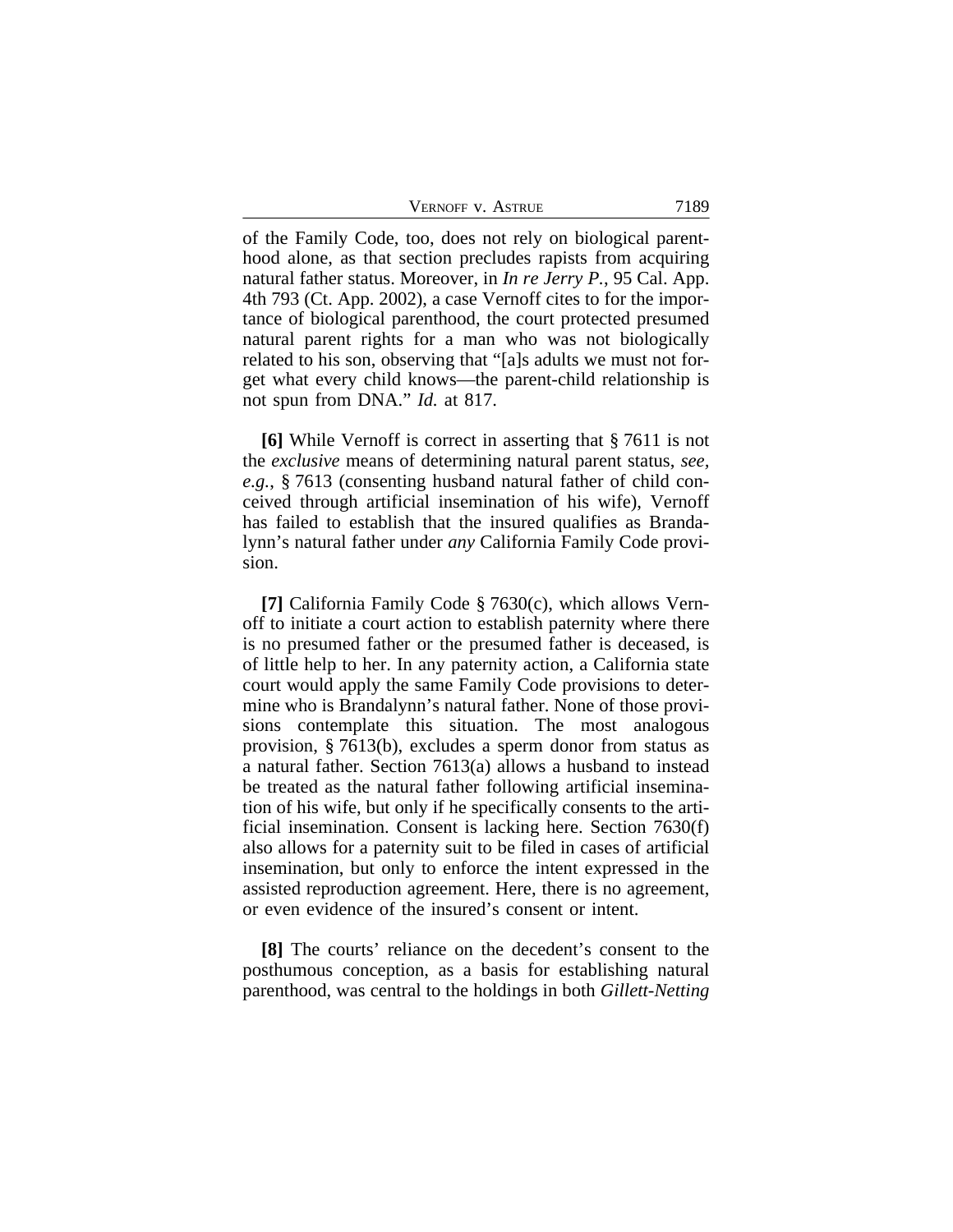of the Family Code, too, does not rely on biological parenthood alone, as that section precludes rapists from acquiring natural father status. Moreover, in *In re Jerry P.*, 95 Cal. App. 4th 793 (Ct. App. 2002), a case Vernoff cites to for the importance of biological parenthood, the court protected presumed natural parent rights for a man who was not biologically related to his son, observing that "[a]s adults we must not forget what every child knows—the parent-child relationship is not spun from DNA." *Id.* at 817.

**[6]** While Vernoff is correct in asserting that § 7611 is not the *exclusive* means of determining natural parent status, *see, e.g.*, § 7613 (consenting husband natural father of child conceived through artificial insemination of his wife), Vernoff has failed to establish that the insured qualifies as Brandalynn's natural father under *any* California Family Code provision.

**[7]** California Family Code § 7630(c), which allows Vernoff to initiate a court action to establish paternity where there is no presumed father or the presumed father is deceased, is of little help to her. In any paternity action, a California state court would apply the same Family Code provisions to determine who is Brandalynn's natural father. None of those provisions contemplate this situation. The most analogous provision, § 7613(b), excludes a sperm donor from status as a natural father. Section 7613(a) allows a husband to instead be treated as the natural father following artificial insemination of his wife, but only if he specifically consents to the artificial insemination. Consent is lacking here. Section 7630(f) also allows for a paternity suit to be filed in cases of artificial insemination, but only to enforce the intent expressed in the assisted reproduction agreement. Here, there is no agreement, or even evidence of the insured's consent or intent.

**[8]** The courts' reliance on the decedent's consent to the posthumous conception, as a basis for establishing natural parenthood, was central to the holdings in both *Gillett-Netting*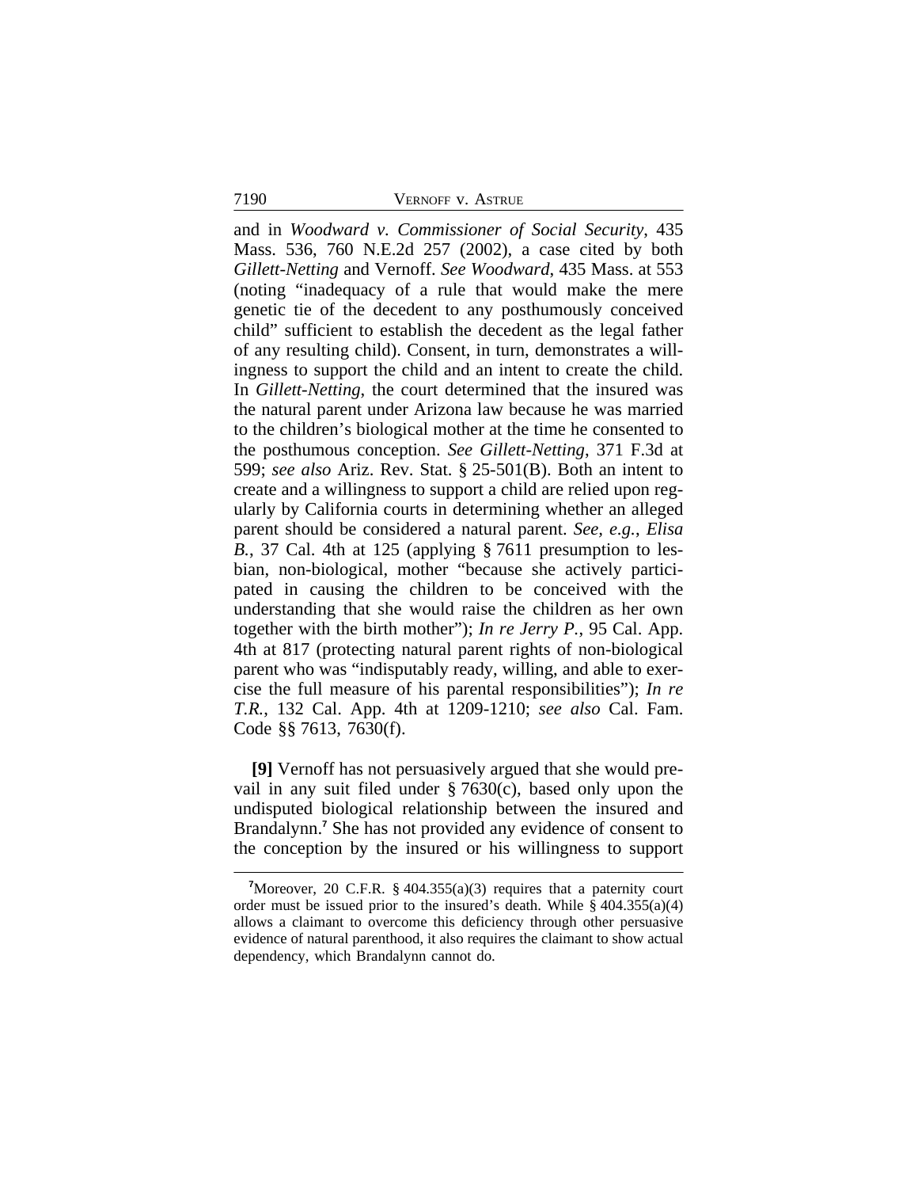and in *Woodward v. Commissioner of Social Security*, 435 Mass. 536, 760 N.E.2d 257 (2002), a case cited by both *Gillett-Netting* and Vernoff. *See Woodward*, 435 Mass. at 553 (noting "inadequacy of a rule that would make the mere genetic tie of the decedent to any posthumously conceived child" sufficient to establish the decedent as the legal father of any resulting child). Consent, in turn, demonstrates a willingness to support the child and an intent to create the child. In *Gillett-Netting*, the court determined that the insured was the natural parent under Arizona law because he was married to the children's biological mother at the time he consented to the posthumous conception. *See Gillett-Netting*, 371 F.3d at 599; *see also* Ariz. Rev. Stat. § 25-501(B). Both an intent to create and a willingness to support a child are relied upon regularly by California courts in determining whether an alleged parent should be considered a natural parent. *See, e.g.*, *Elisa B.*, 37 Cal. 4th at 125 (applying § 7611 presumption to lesbian, non-biological, mother "because she actively participated in causing the children to be conceived with the understanding that she would raise the children as her own together with the birth mother"); *In re Jerry P.*, 95 Cal. App. 4th at 817 (protecting natural parent rights of non-biological parent who was "indisputably ready, willing, and able to exercise the full measure of his parental responsibilities"); *In re T.R.*, 132 Cal. App. 4th at 1209-1210; *see also* Cal. Fam. Code §§ 7613, 7630(f).

**[9]** Vernoff has not persuasively argued that she would prevail in any suit filed under § 7630(c), based only upon the undisputed biological relationship between the insured and Brandalynn.[7] She has not provided any evidence of consent to the conception by the insured or his willingness to support

[7]Moreover, 20 C.F.R. § 404.355(a)(3) requires that a paternity court order must be issued prior to the insured's death. While § 404.355(a)(4) allows a claimant to overcome this deficiency through other persuasive evidence of natural parenthood, it also requires the claimant to show actual dependency, which Brandalynn cannot do.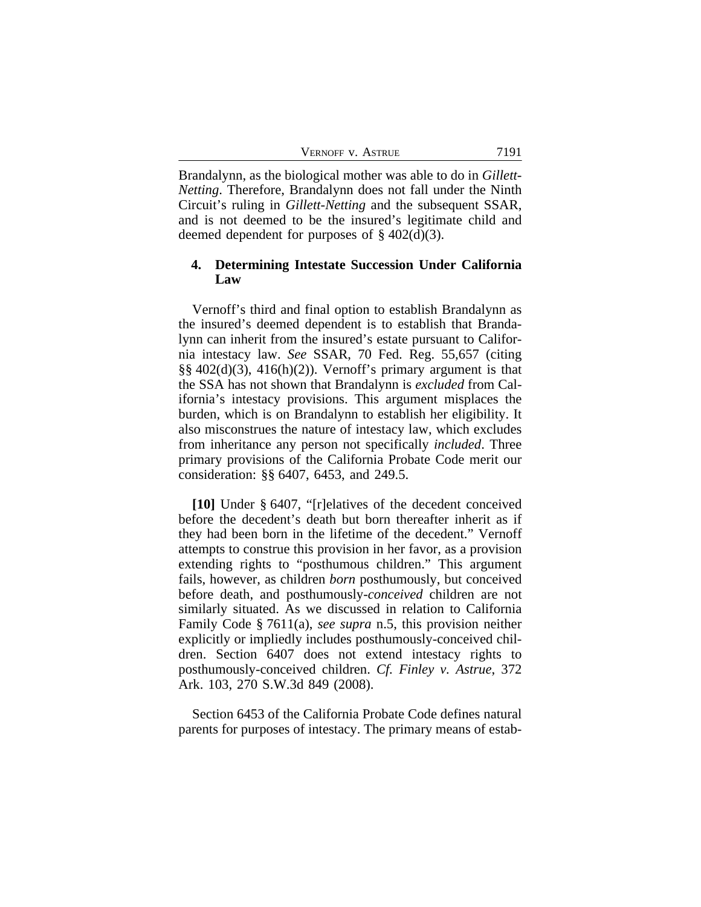Brandalynn, as the biological mother was able to do in *Gillett-Netting*. Therefore, Brandalynn does not fall under the Ninth Circuit's ruling in *Gillett-Netting* and the subsequent SSAR, and is not deemed to be the insured's legitimate child and deemed dependent for purposes of § 402(d)(3).

### 4. Determining Intestate Succession Under California Law

Vernoff's third and final option to establish Brandalynn as the insured's deemed dependent is to establish that Brandalynn can inherit from the insured's estate pursuant to California intestacy law. *See* SSAR, 70 Fed. Reg. 55,657 (citing §§ 402(d)(3), 416(h)(2)). Vernoff's primary argument is that the SSA has not shown that Brandalynn is *excluded* from California's intestacy provisions. This argument misplaces the burden, which is on Brandalynn to establish her eligibility. It also misconstrues the nature of intestacy law, which excludes from inheritance any person not specifically *included*. Three primary provisions of the California Probate Code merit our consideration: §§ 6407, 6453, and 249.5.

**[10]** Under § 6407, "[r]elatives of the decedent conceived before the decedent's death but born thereafter inherit as if they had been born in the lifetime of the decedent." Vernoff attempts to construe this provision in her favor, as a provision extending rights to "posthumous children." This argument fails, however, as children *born* posthumously, but conceived before death, and posthumously-*conceived* children are not similarly situated. As we discussed in relation to California Family Code § 7611(a), *see supra* n.5, this provision neither explicitly or impliedly includes posthumously-conceived children. Section 6407 does not extend intestacy rights to posthumously-conceived children. *Cf. Finley v. Astrue*, 372 Ark. 103, 270 S.W.3d 849 (2008).

Section 6453 of the California Probate Code defines natural parents for purposes of intestacy. The primary means of estab-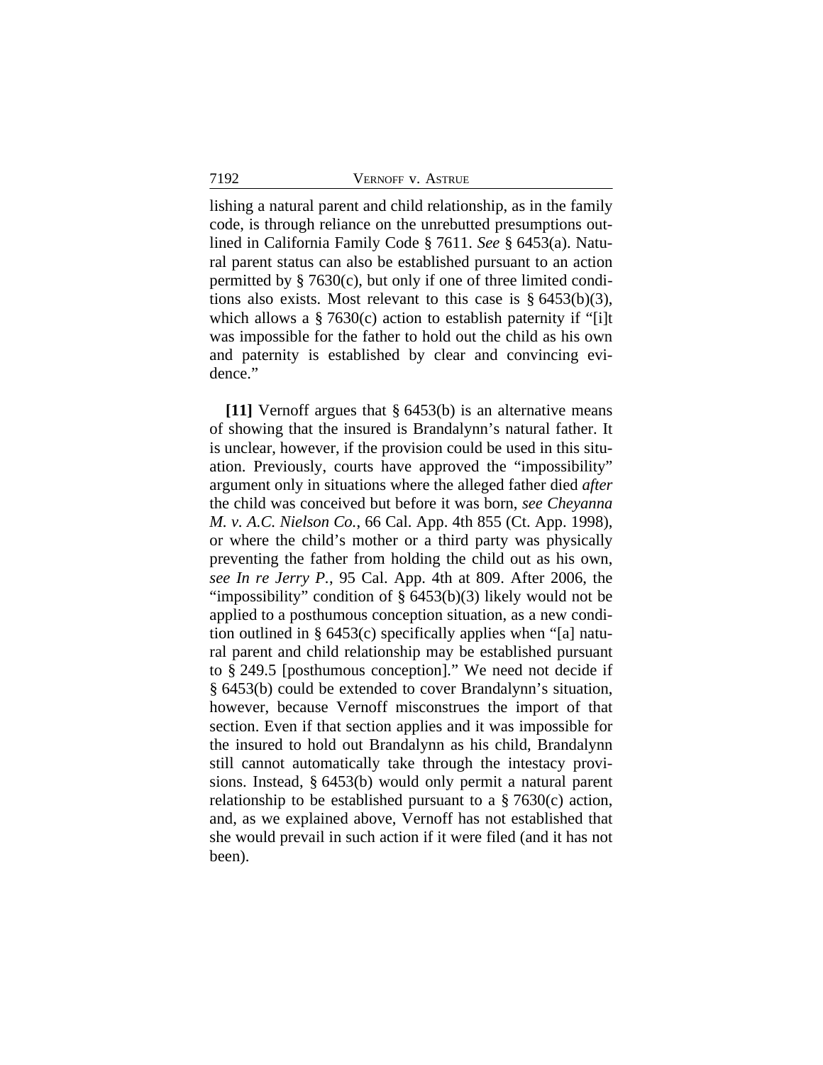lishing a natural parent and child relationship, as in the family code, is through reliance on the unrebutted presumptions outlined in California Family Code § 7611. *See* § 6453(a). Natural parent status can also be established pursuant to an action permitted by § 7630(c), but only if one of three limited conditions also exists. Most relevant to this case is § 6453(b)(3), which allows a § 7630(c) action to establish paternity if "[i]t was impossible for the father to hold out the child as his own and paternity is established by clear and convincing evidence."

**[11]** Vernoff argues that § 6453(b) is an alternative means of showing that the insured is Brandalynn's natural father. It is unclear, however, if the provision could be used in this situation. Previously, courts have approved the "impossibility" argument only in situations where the alleged father died *after* the child was conceived but before it was born, *see Cheyanna M. v. A.C. Nielson Co.*, 66 Cal. App. 4th 855 (Ct. App. 1998), or where the child's mother or a third party was physically preventing the father from holding the child out as his own, *see In re Jerry P.*, 95 Cal. App. 4th at 809. After 2006, the "impossibility" condition of § 6453(b)(3) likely would not be applied to a posthumous conception situation, as a new condition outlined in § 6453(c) specifically applies when "[a] natural parent and child relationship may be established pursuant to § 249.5 [posthumous conception]." We need not decide if § 6453(b) could be extended to cover Brandalynn's situation, however, because Vernoff misconstrues the import of that section. Even if that section applies and it was impossible for the insured to hold out Brandalynn as his child, Brandalynn still cannot automatically take through the intestacy provisions. Instead, § 6453(b) would only permit a natural parent relationship to be established pursuant to a § 7630(c) action, and, as we explained above, Vernoff has not established that she would prevail in such action if it were filed (and it has not been).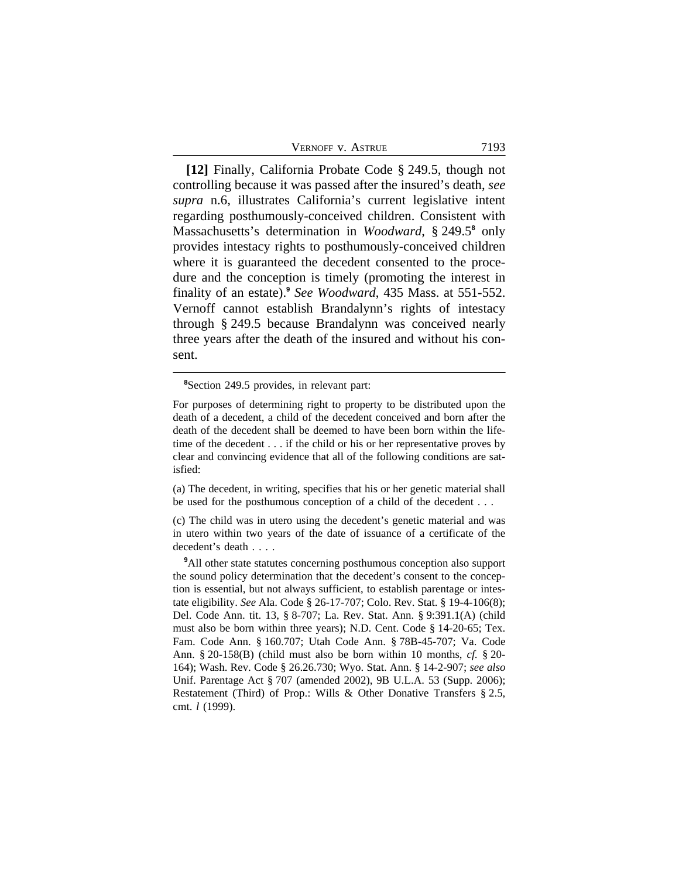**[12]** Finally, California Probate Code § 249.5, though not controlling because it was passed after the insured's death, *see supra* n.6, illustrates California's current legislative intent regarding posthumously-conceived children. Consistent with Massachusetts's determination in *Woodward*, § 249.5[8] only provides intestacy rights to posthumously-conceived children where it is guaranteed the decedent consented to the procedure and the conception is timely (promoting the interest in finality of an estate).[9] *See Woodward*, 435 Mass. at 551-552. Vernoff cannot establish Brandalynn's rights of intestacy through § 249.5 because Brandalynn was conceived nearly three years after the death of the insured and without his consent.

---

[8]Section 249.5 provides, in relevant part:

For purposes of determining right to property to be distributed upon the death of a decedent, a child of the decedent conceived and born after the death of the decedent shall be deemed to have been born within the lifetime of the decedent . . . if the child or his or her representative proves by clear and convincing evidence that all of the following conditions are satisfied:

(a) The decedent, in writing, specifies that his or her genetic material shall be used for the posthumous conception of a child of the decedent . . .

(c) The child was in utero using the decedent's genetic material and was in utero within two years of the date of issuance of a certificate of the decedent's death . . . .

[9]All other state statutes concerning posthumous conception also support the sound policy determination that the decedent's consent to the conception is essential, but not always sufficient, to establish parentage or intestate eligibility. *See* Ala. Code § 26-17-707; Colo. Rev. Stat. § 19-4-106(8); Del. Code Ann. tit. 13, § 8-707; La. Rev. Stat. Ann. § 9:391.1(A) (child must also be born within three years); N.D. Cent. Code § 14-20-65; Tex. Fam. Code Ann. § 160.707; Utah Code Ann. § 78B-45-707; Va. Code Ann. § 20-158(B) (child must also be born within 10 months, *cf.* § 20-164); Wash. Rev. Code § 26.26.730; Wyo. Stat. Ann. § 14-2-907; *see also* Unif. Parentage Act § 707 (amended 2002), 9B U.L.A. 53 (Supp. 2006); Restatement (Third) of Prop.: Wills & Other Donative Transfers § 2.5, cmt. *l* (1999).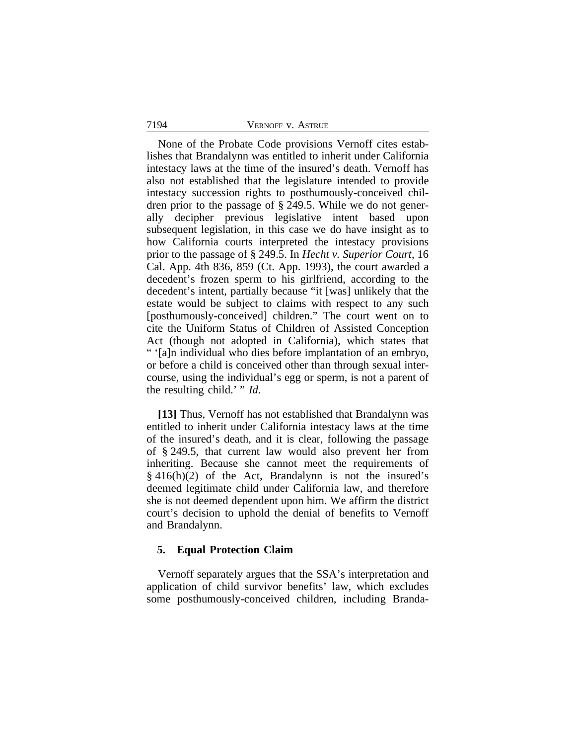None of the Probate Code provisions Vernoff cites establishes that Brandalynn was entitled to inherit under California intestacy laws at the time of the insured's death. Vernoff has also not established that the legislature intended to provide intestacy succession rights to posthumously-conceived children prior to the passage of § 249.5. While we do not generally decipher previous legislative intent based upon subsequent legislation, in this case we do have insight as to how California courts interpreted the intestacy provisions prior to the passage of § 249.5. In *Hecht v. Superior Court*, 16 Cal. App. 4th 836, 859 (Ct. App. 1993), the court awarded a decedent's frozen sperm to his girlfriend, according to the decedent's intent, partially because "it [was] unlikely that the estate would be subject to claims with respect to any such [posthumously-conceived] children." The court went on to cite the Uniform Status of Children of Assisted Conception Act (though not adopted in California), which states that " '[a]n individual who dies before implantation of an embryo, or before a child is conceived other than through sexual intercourse, using the individual's egg or sperm, is not a parent of the resulting child.' " *Id.*

**[13]** Thus, Vernoff has not established that Brandalynn was entitled to inherit under California intestacy laws at the time of the insured's death, and it is clear, following the passage of § 249.5, that current law would also prevent her from inheriting. Because she cannot meet the requirements of § 416(h)(2) of the Act, Brandalynn is not the insured's deemed legitimate child under California law, and therefore she is not deemed dependent upon him. We affirm the district court's decision to uphold the denial of benefits to Vernoff and Brandalynn.

### 5. Equal Protection Claim

Vernoff separately argues that the SSA's interpretation and application of child survivor benefits' law, which excludes some posthumously-conceived children, including Branda-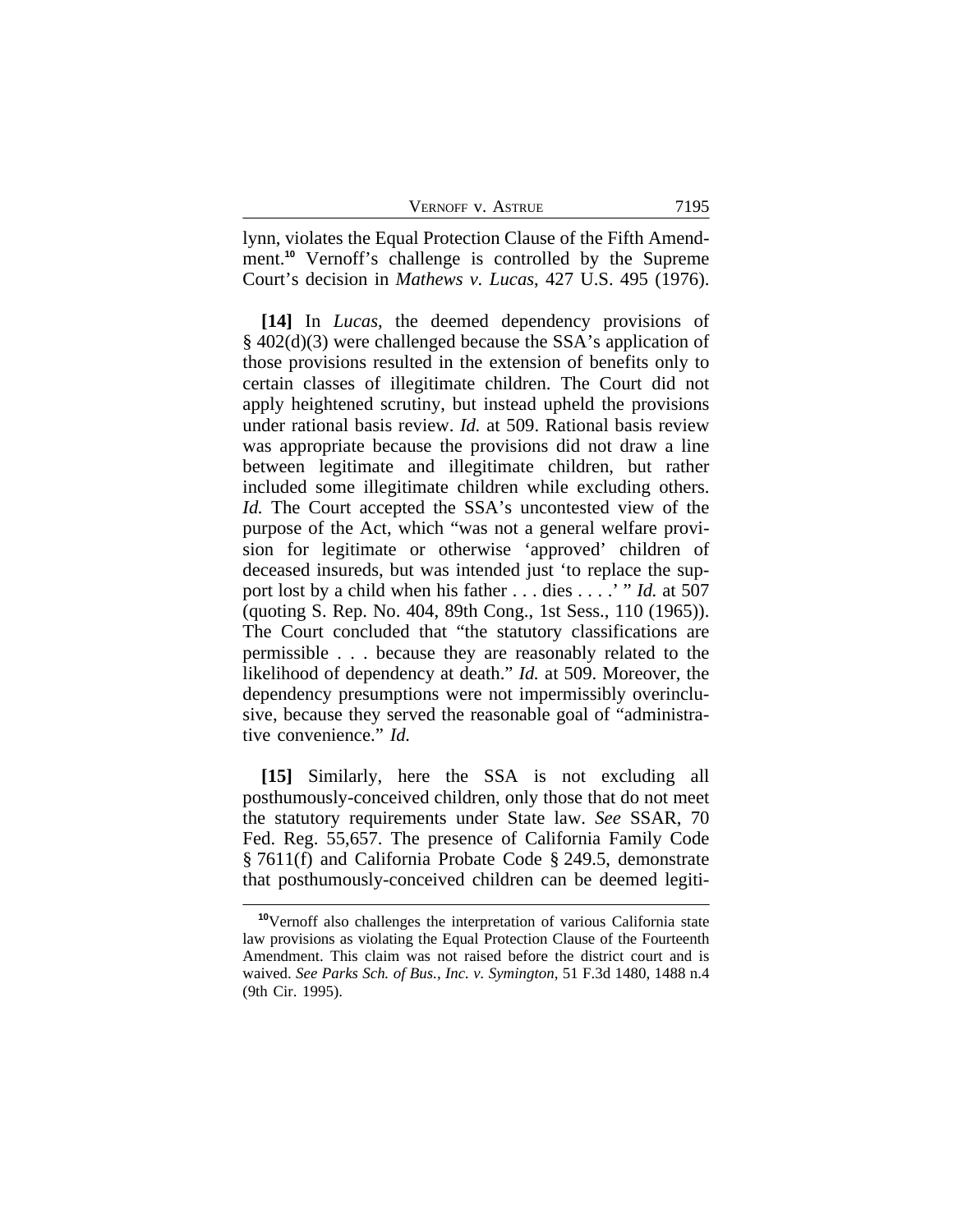lynn, violates the Equal Protection Clause of the Fifth Amendment.[10] Vernoff's challenge is controlled by the Supreme Court's decision in *Mathews v. Lucas*, 427 U.S. 495 (1976).

**[14]** In *Lucas*, the deemed dependency provisions of § 402(d)(3) were challenged because the SSA's application of those provisions resulted in the extension of benefits only to certain classes of illegitimate children. The Court did not apply heightened scrutiny, but instead upheld the provisions under rational basis review. *Id.* at 509. Rational basis review was appropriate because the provisions did not draw a line between legitimate and illegitimate children, but rather included some illegitimate children while excluding others. *Id.* The Court accepted the SSA's uncontested view of the purpose of the Act, which "was not a general welfare provision for legitimate or otherwise 'approved' children of deceased insureds, but was intended just 'to replace the support lost by a child when his father . . . dies . . . .' " *Id.* at 507 (quoting S. Rep. No. 404, 89th Cong., 1st Sess., 110 (1965)). The Court concluded that "the statutory classifications are permissible . . . because they are reasonably related to the likelihood of dependency at death." *Id.* at 509. Moreover, the dependency presumptions were not impermissibly overinclusive, because they served the reasonable goal of "administrative convenience." *Id.*

**[15]** Similarly, here the SSA is not excluding all posthumously-conceived children, only those that do not meet the statutory requirements under State law. *See* SSAR, 70 Fed. Reg. 55,657. The presence of California Family Code § 7611(f) and California Probate Code § 249.5, demonstrate that posthumously-conceived children can be deemed legiti-

[10] Vernoff also challenges the interpretation of various California state law provisions as violating the Equal Protection Clause of the Fourteenth Amendment. This claim was not raised before the district court and is waived. *See Parks Sch. of Bus., Inc. v. Symington*, 51 F.3d 1480, 1488 n.4 (9th Cir. 1995).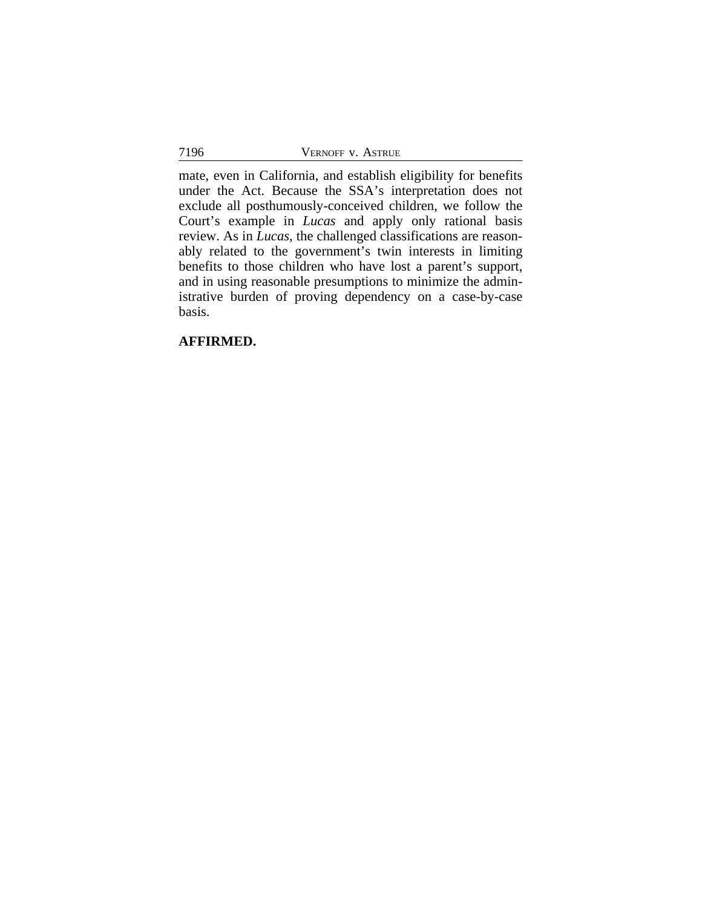mate, even in California, and establish eligibility for benefits under the Act. Because the SSA's interpretation does not exclude all posthumously-conceived children, we follow the Court's example in *Lucas* and apply only rational basis review. As in *Lucas*, the challenged classifications are reasonably related to the government's twin interests in limiting benefits to those children who have lost a parent's support, and in using reasonable presumptions to minimize the administrative burden of proving dependency on a case-by-case basis.

**AFFIRMED.**